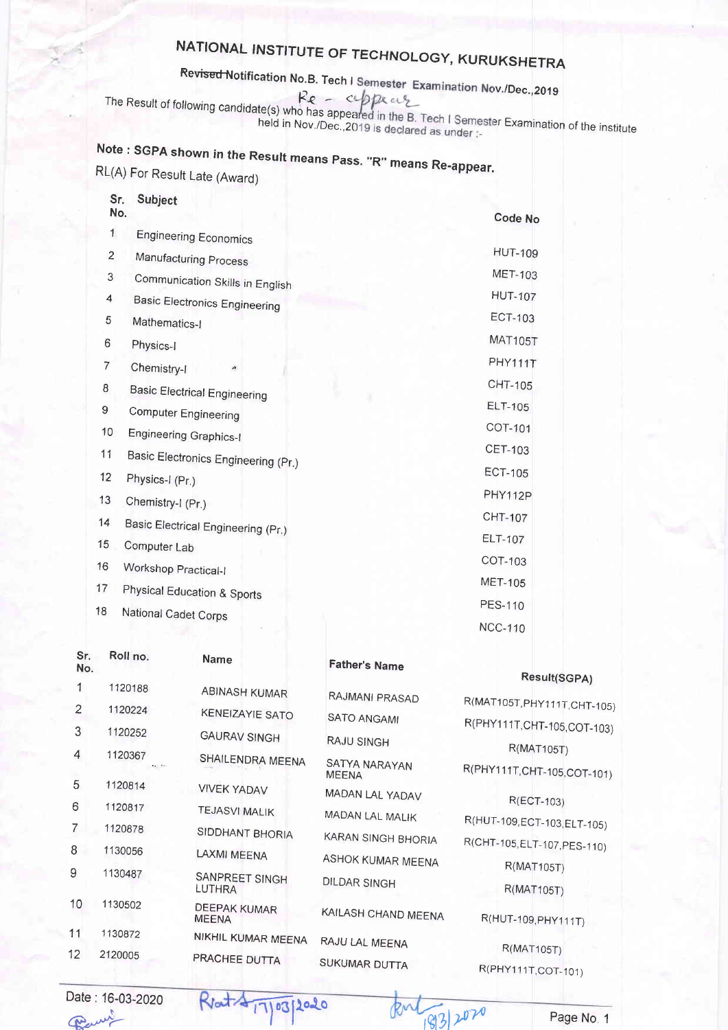# NATIONAL INSTITUTE OF TECHNOLOGY, KURUKSHETRA

## ~~Revised~~ Notification No.B. Tech I Semester Examination Nov./Dec.,2019

Re - appear

The Result of following candidate(s) who has appeared in the B. Tech I Semester Examination of the institute held in Nov./Dec.,2019 is declared as under :-

**Note : SGPA shown in the Result means Pass. "R" means Re-appear.**

RL(A) For Result Late (Award)

| Sr. No. | Subject | Code No |
|---|---|---|
| 1 | Engineering Economics | HUT-109 |
| 2 | Manufacturing Process | MET-103 |
| 3 | Communication Skills in English | HUT-107 |
| 4 | Basic Electronics Engineering | ECT-103 |
| 5 | Mathematics-I | MAT105T |
| 6 | Physics-I | PHY111T |
| 7 | Chemistry-I | CHT-105 |
| 8 | Basic Electrical Engineering | ELT-105 |
| 9 | Computer Engineering | COT-101 |
| 10 | Engineering Graphics-I | CET-103 |
| 11 | Basic Electronics Engineering (Pr.) | ECT-105 |
| 12 | Physics-I (Pr.) | PHY112P |
| 13 | Chemistry-I (Pr.) | CHT-107 |
| 14 | Basic Electrical Engineering (Pr.) | ELT-107 |
| 15 | Computer Lab | COT-103 |
| 16 | Workshop Practical-I | MET-105 |
| 17 | Physical Education & Sports | PES-110 |
| 18 | National Cadet Corps | NCC-110 |

| Sr. No. | Roll no. | Name | Father's Name | Result(SGPA) |
|---|---|---|---|---|
| 1 | 1120188 | ABINASH KUMAR | RAJMANI PRASAD | R(MAT105T,PHY111T,CHT-105) |
| 2 | 1120224 | KENEIZAYIE SATO | SATO ANGAMI | R(PHY111T,CHT-105,COT-103) |
| 3 | 1120252 | GAURAV SINGH | RAJU SINGH | R(MAT105T) |
| 4 | 1120367 | SHAILENDRA MEENA | SATYA NARAYAN MEENA | R(PHY111T,CHT-105,COT-101) |
| 5 | 1120814 | VIVEK YADAV | MADAN LAL YADAV | R(ECT-103) |
| 6 | 1120817 | TEJASVI MALIK | MADAN LAL MALIK | R(HUT-109,ECT-103,ELT-105) |
| 7 | 1120878 | SIDDHANT BHORIA | KARAN SINGH BHORIA | R(CHT-105,ELT-107,PES-110) |
| 8 | 1130056 | LAXMI MEENA | ASHOK KUMAR MEENA | R(MAT105T) |
| 9 | 1130487 | SANPREET SINGH LUTHRA | DILDAR SINGH | R(MAT105T) |
| 10 | 1130502 | DEEPAK KUMAR MEENA | KAILASH CHAND MEENA | R(HUT-109,PHY111T) |
| 11 | 1130872 | NIKHIL KUMAR MEENA | RAJU LAL MEENA | R(MAT105T) |
| 12 | 2120005 | PRACHEE DUTTA | SUKUMAR DUTTA | R(PHY111T,COT-101) |

Date : 16-03-2020

Rout 17/03/2020

18/3/2020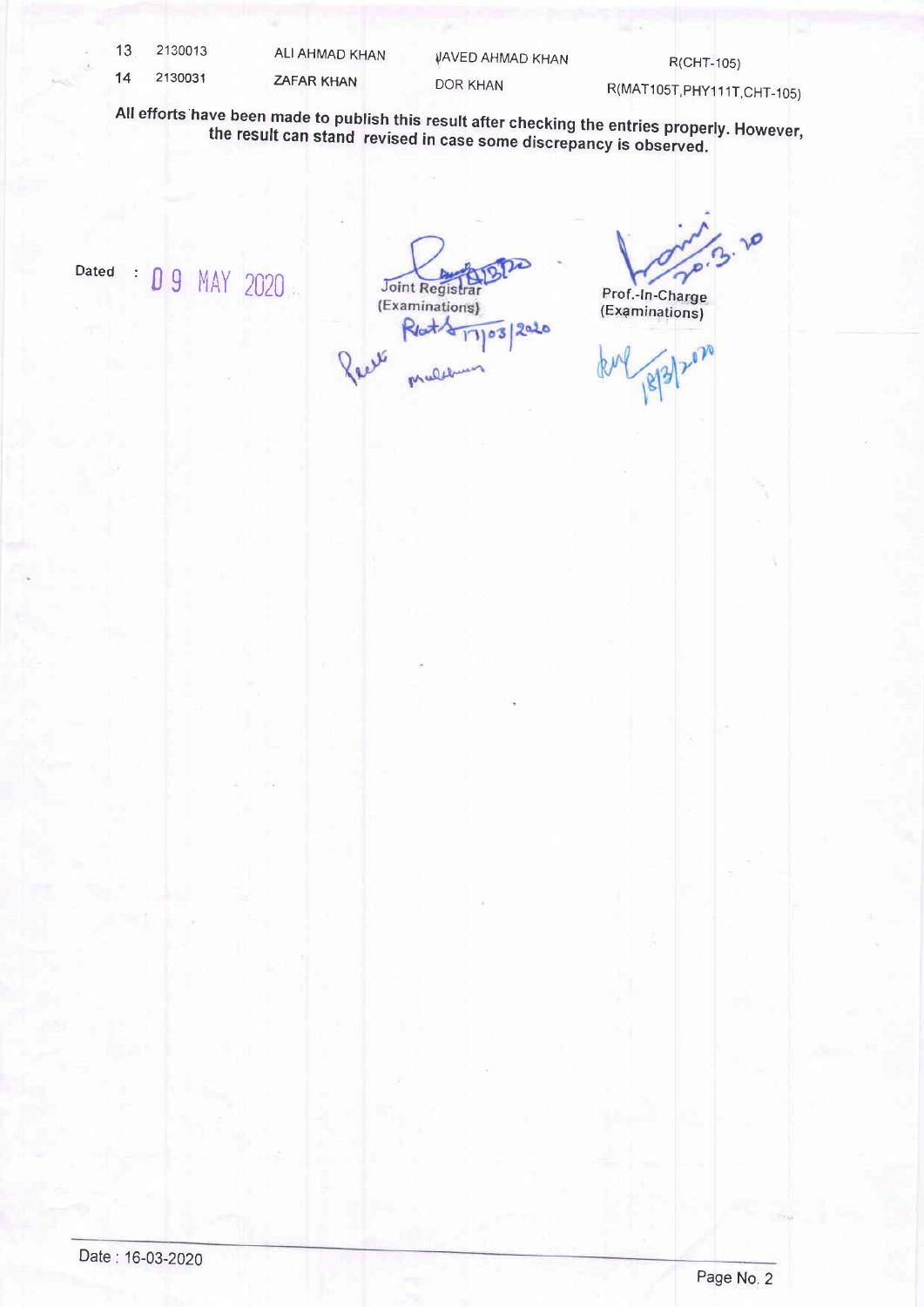| 13 | 2130013 | ALI AHMAD KHAN | JAVED AHMAD KHAN | R(CHT-105) |
|---|---|---|---|---|
| 14 | 2130031 | ZAFAR KHAN | DOR KHAN | R(MAT105T,PHY111T,CHT-105) |

**All efforts have been made to publish this result after checking the entries properly. However, the result can stand revised in case some discrepancy is observed.**

Dated : 09 MAY 2020

Joint Registrar
(Examinations)

Prof.-In-Charge
(Examinations)

Date : 16-03-2020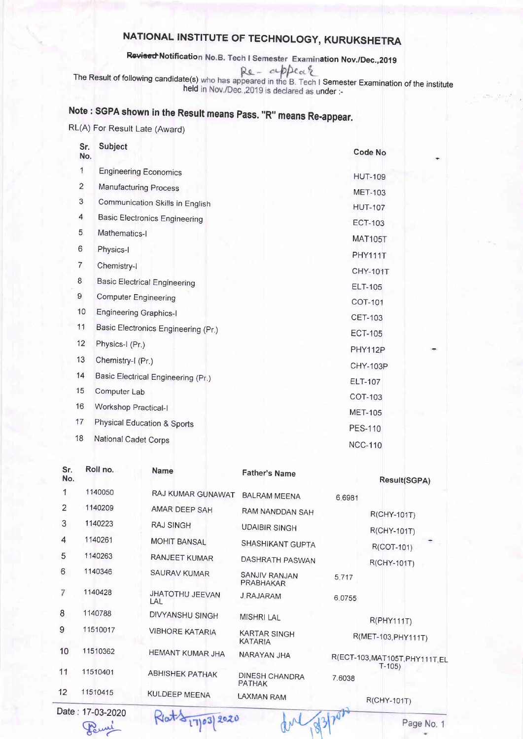# NATIONAL INSTITUTE OF TECHNOLOGY, KURUKSHETRA

## Revised Notification No.B. Tech I Semester Examination Nov./Dec.,2019

Re - appear

The Result of following candidate(s) who has appeared in the B. Tech I Semester Examination of the institute held in Nov./Dec.,2019 is declared as under :-

**Note : SGPA shown in the Result means Pass. "R" means Re-appear.**

RL(A) For Result Late (Award)

| Sr. No. | Subject | Code No |
|---|---|---|
| 1 | Engineering Economics | HUT-109 |
| 2 | Manufacturing Process | MET-103 |
| 3 | Communication Skills in English | HUT-107 |
| 4 | Basic Electronics Engineering | ECT-103 |
| 5 | Mathematics-I | MAT105T |
| 6 | Physics-I | PHY111T |
| 7 | Chemistry-I | CHY-101T |
| 8 | Basic Electrical Engineering | ELT-105 |
| 9 | Computer Engineering | COT-101 |
| 10 | Engineering Graphics-I | CET-103 |
| 11 | Basic Electronics Engineering (Pr.) | ECT-105 |
| 12 | Physics-I (Pr.) | PHY112P |
| 13 | Chemistry-I (Pr.) | CHY-103P |
| 14 | Basic Electrical Engineering (Pr.) | ELT-107 |
| 15 | Computer Lab | COT-103 |
| 16 | Workshop Practical-I | MET-105 |
| 17 | Physical Education & Sports | PES-110 |
| 18 | National Cadet Corps | NCC-110 |

| Sr. No. | Roll no. | Name | Father's Name | Result(SGPA) |
|---|---|---|---|---|
| 1 | 1140050 | RAJ KUMAR GUNAWAT | BALRAM MEENA | 6.6981 |
| 2 | 1140209 | AMAR DEEP SAH | RAM NANDDAN SAH | R(CHY-101T) |
| 3 | 1140223 | RAJ SINGH | UDAIBIR SINGH | R(CHY-101T) |
| 4 | 1140261 | MOHIT BANSAL | SHASHIKANT GUPTA | R(COT-101) |
| 5 | 1140263 | RANJEET KUMAR | DASHRATH PASWAN | R(CHY-101T) |
| 6 | 1140346 | SAURAV KUMAR | SANJIV RANJAN PRABHAKAR | 5.717 |
| 7 | 1140428 | JHATOTHU JEEVAN LAL | J RAJARAM | 6.0755 |
| 8 | 1140788 | DIVYANSHU SINGH | MISHRI LAL | R(PHY111T) |
| 9 | 11510017 | VIBHORE KATARIA | KARTAR SINGH KATARIA | R(MET-103,PHY111T) |
| 10 | 11510362 | HEMANT KUMAR JHA | NARAYAN JHA | R(ECT-103,MAT105T,PHY111T,ELT-105) |
| 11 | 11510401 | ABHISHEK PATHAK | DINESH CHANDRA PATHAK | 7.6038 |
| 12 | 11510415 | KULDEEP MEENA | LAXMAN RAM | R(CHY-101T) |

Date : 17-03-2020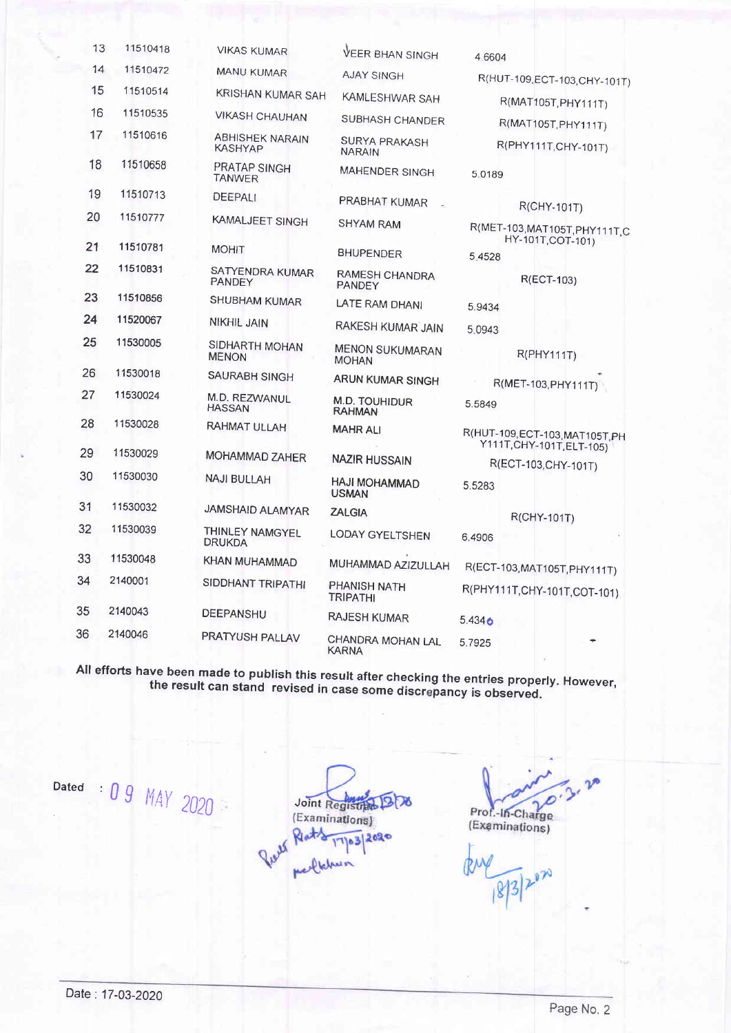| | | | | |
|---|---|---|---|---|
| 13 | 11510418 | VIKAS KUMAR | VEER BHAN SINGH | 4.6604 |
| 14 | 11510472 | MANU KUMAR | AJAY SINGH | R(HUT-109,ECT-103,CHY-101T) |
| 15 | 11510514 | KRISHAN KUMAR SAH | KAMLESHWAR SAH | R(MAT105T,PHY111T) |
| 16 | 11510535 | VIKASH CHAUHAN | SUBHASH CHANDER | R(MAT105T,PHY111T) |
| 17 | 11510616 | ABHISHEK NARAIN KASHYAP | SURYA PRAKASH NARAIN | R(PHY111T,CHY-101T) |
| 18 | 11510658 | PRATAP SINGH TANWER | MAHENDER SINGH | 5.0189 |
| 19 | 11510713 | DEEPALI | PRABHAT KUMAR | R(CHY-101T) |
| 20 | 11510777 | KAMALJEET SINGH | SHYAM RAM | R(MET-103,MAT105T,PHY111T,CHY-101T,COT-101) |
| 21 | 11510781 | MOHIT | BHUPENDER | 5.4528 |
| 22 | 11510831 | SATYENDRA KUMAR PANDEY | RAMESH CHANDRA PANDEY | R(ECT-103) |
| 23 | 11510856 | SHUBHAM KUMAR | LATE RAM DHANI | 5.9434 |
| 24 | 11520067 | NIKHIL JAIN | RAKESH KUMAR JAIN | 5.0943 |
| 25 | 11530005 | SIDHARTH MOHAN MENON | MENON SUKUMARAN MOHAN | R(PHY111T) |
| 26 | 11530018 | SAURABH SINGH | ARUN KUMAR SINGH | R(MET-103,PHY111T) |
| 27 | 11530024 | M.D. REZWANUL HASSAN | M.D. TOUHIDUR RAHMAN | 5.5849 |
| 28 | 11530028 | RAHMAT ULLAH | MAHR ALI | R(HUT-109,ECT-103,MAT105T,PHY111T,CHY-101T,ELT-105) |
| 29 | 11530029 | MOHAMMAD ZAHER | NAZIR HUSSAIN | R(ECT-103,CHY-101T) |
| 30 | 11530030 | NAJI BULLAH | HAJI MOHAMMAD USMAN | 5.5283 |
| 31 | 11530032 | JAMSHAID ALAMYAR | ZALGIA | R(CHY-101T) |
| 32 | 11530039 | THINLEY NAMGYEL DRUKDA | LODAY GYELTSHEN | 6.4906 |
| 33 | 11530048 | KHAN MUHAMMAD | MUHAMMAD AZIZULLAH | R(ECT-103,MAT105T,PHY111T) |
| 34 | 2140001 | SIDDHANT TRIPATHI | PHANISH NATH TRIPATHI | R(PHY111T,CHY-101T,COT-101) |
| 35 | 2140043 | DEEPANSHU | RAJESH KUMAR | 5.4340 |
| 36 | 2140046 | PRATYUSH PALLAV | CHANDRA MOHAN LAL KARNA | 5.7925 |

**All efforts have been made to publish this result after checking the entries properly. However, the result can stand revised in case some discrepancy is observed.**

Dated : 09 MAY 2020

Joint Registrar (Examinations)

Prof.-In-Charge (Examinations)

Date : 17-03-2020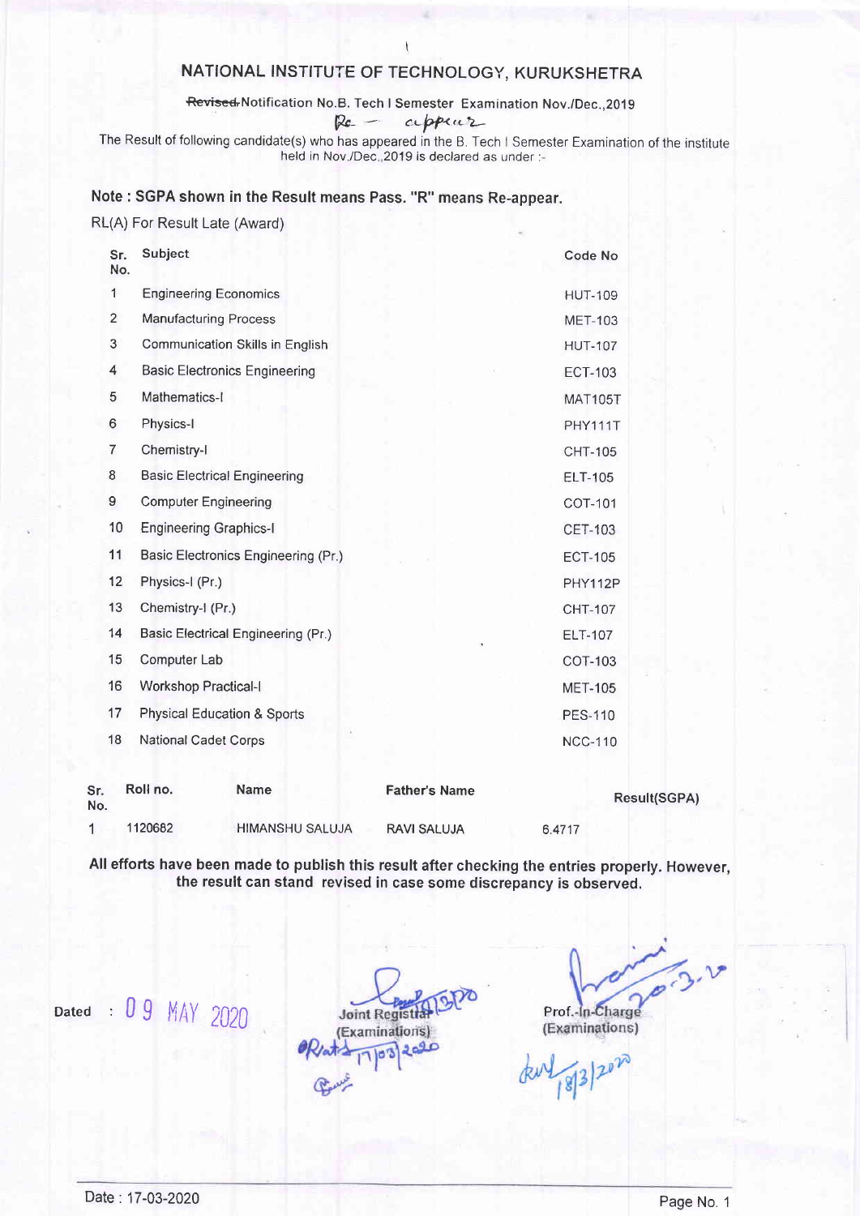# NATIONAL INSTITUTE OF TECHNOLOGY, KURUKSHETRA

~~Revised~~ Notification No.B. Tech I Semester Examination Nov./Dec.,2019

Re - appear

The Result of following candidate(s) who has appeared in the B. Tech I Semester Examination of the institute held in Nov./Dec.,2019 is declared as under :-

**Note : SGPA shown in the Result means Pass. "R" means Re-appear.**

RL(A) For Result Late (Award)

| Sr. No. | Subject | Code No |
|---|---|---|
| 1 | Engineering Economics | HUT-109 |
| 2 | Manufacturing Process | MET-103 |
| 3 | Communication Skills in English | HUT-107 |
| 4 | Basic Electronics Engineering | ECT-103 |
| 5 | Mathematics-I | MAT105T |
| 6 | Physics-I | PHY111T |
| 7 | Chemistry-I | CHT-105 |
| 8 | Basic Electrical Engineering | ELT-105 |
| 9 | Computer Engineering | COT-101 |
| 10 | Engineering Graphics-I | CET-103 |
| 11 | Basic Electronics Engineering (Pr.) | ECT-105 |
| 12 | Physics-I (Pr.) | PHY112P |
| 13 | Chemistry-I (Pr.) | CHT-107 |
| 14 | Basic Electrical Engineering (Pr.) | ELT-107 |
| 15 | Computer Lab | COT-103 |
| 16 | Workshop Practical-I | MET-105 |
| 17 | Physical Education & Sports | PES-110 |
| 18 | National Cadet Corps | NCC-110 |

| Sr. No. | Roll no. | Name | Father's Name | Result(SGPA) |
|---|---|---|---|---|
| 1 | 1120682 | HIMANSHU SALUJA | RAVI SALUJA | 6.4717 |

**All efforts have been made to publish this result after checking the entries properly. However, the result can stand revised in case some discrepancy is observed.**

Dated : 09 MAY 2020

Joint Registrar (Examinations)
17/03/2020

Prof.-In-Charge (Examinations)
20-3-20
18/3/2020

Date : 17-03-2020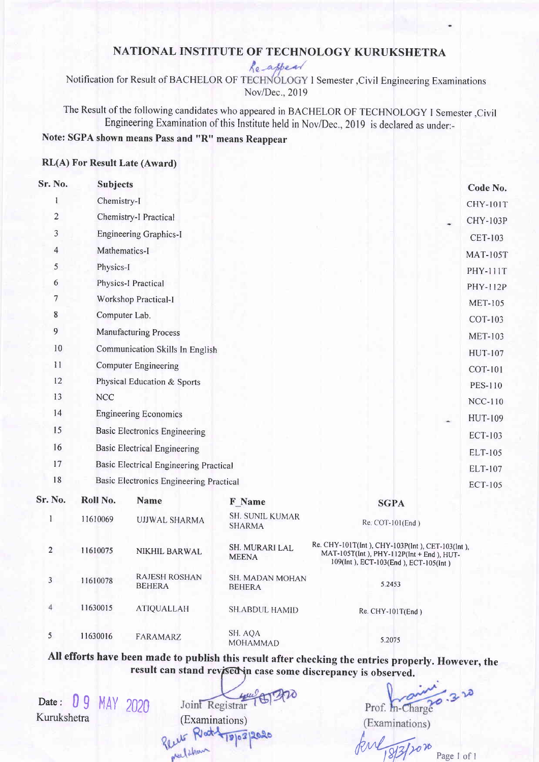# NATIONAL INSTITUTE OF TECHNOLOGY KURUKSHETRA

Re-appear

Notification for Result of BACHELOR OF TECHNOLOGY I Semester ,Civil Engineering Examinations Nov/Dec., 2019

The Result of the following candidates who appeared in BACHELOR OF TECHNOLOGY I Semester ,Civil Engineering Examination of this Institute held in Nov/Dec., 2019 is declared as under:-

**Note: SGPA shown means Pass and "R" means Reappear**

**RL(A) For Result Late (Award)**

| Sr. No. | Subjects | Code No. |
|---|---|---|
| 1 | Chemistry-I | CHY-101T |
| 2 | Chemistry-I Practical | CHY-103P |
| 3 | Engineering Graphics-I | CET-103 |
| 4 | Mathematics-I | MAT-105T |
| 5 | Physics-I | PHY-111T |
| 6 | Physics-I Practical | PHY-112P |
| 7 | Workshop Practical-I | MET-105 |
| 8 | Computer Lab. | COT-103 |
| 9 | Manufacturing Process | MET-103 |
| 10 | Communication Skills In English | HUT-107 |
| 11 | Computer Engineering | COT-101 |
| 12 | Physical Education & Sports | PES-110 |
| 13 | NCC | NCC-110 |
| 14 | Engineering Economics | HUT-109 |
| 15 | Basic Electronics Engineering | ECT-103 |
| 16 | Basic Electrical Engineering | ELT-105 |
| 17 | Basic Electrical Engineering Practical | ELT-107 |
| 18 | Basic Electronics Engineering Practical | ECT-105 |

| Sr. No. | Roll No. | Name | F_Name | SGPA |
|---|---|---|---|---|
| 1 | 11610069 | UJJWAL SHARMA | SH. SUNIL KUMAR SHARMA | Re. COT-101(End ) |
| 2 | 11610075 | NIKHIL BARWAL | SH. MURARI LAL MEENA | Re. CHY-101T(Int ), CHY-103P(Int ), CET-103(Int ), MAT-105T(Int ), PHY-112P(Int + End ), HUT-109(Int ), ECT-103(End ), ECT-105(Int ) |
| 3 | 11610078 | RAJESH ROSHAN BEHERA | SH. MADAN MOHAN BEHERA | 5.2453 |
| 4 | 11630015 | ATIQUALLAH | SH.ABDUL HAMID | Re. CHY-101T(End ) |
| 5 | 11630016 | FARAMARZ | SH. AQA MOHAMMAD | 5.2075 |

**All efforts have been made to publish this result after checking the entries properly. However, the result can stand revised in case some discrepancy is observed.**

Date : 09 MAY 2020
Kurukshetra

Joint Registrar
(Examinations)

Prof. In-Charge
(Examinations)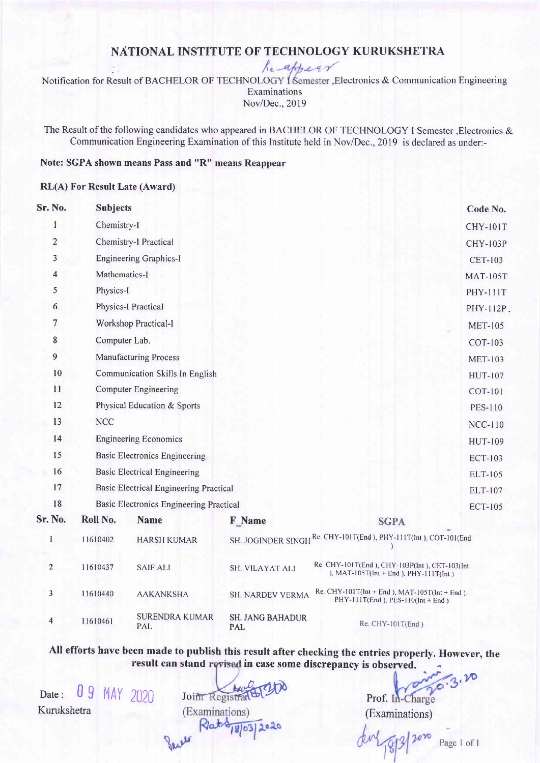# NATIONAL INSTITUTE OF TECHNOLOGY KURUKSHETRA

Re-appear

Notification for Result of BACHELOR OF TECHNOLOGY I Semester ,Electronics & Communication Engineering Examinations Nov/Dec., 2019

The Result of the following candidates who appeared in BACHELOR OF TECHNOLOGY I Semester ,Electronics & Communication Engineering Examination of this Institute held in Nov/Dec., 2019 is declared as under:-

**Note: SGPA shown means Pass and "R" means Reappear**

**RL(A) For Result Late (Award)**

| Sr. No. | Subjects | Code No. |
|---|---|---|
| 1 | Chemistry-I | CHY-101T |
| 2 | Chemistry-I Practical | CHY-103P |
| 3 | Engineering Graphics-I | CET-103 |
| 4 | Mathematics-I | MAT-105T |
| 5 | Physics-I | PHY-111T |
| 6 | Physics-I Practical | PHY-112P |
| 7 | Workshop Practical-I | MET-105 |
| 8 | Computer Lab. | COT-103 |
| 9 | Manufacturing Process | MET-103 |
| 10 | Communication Skills In English | HUT-107 |
| 11 | Computer Engineering | COT-101 |
| 12 | Physical Education & Sports | PES-110 |
| 13 | NCC | NCC-110 |
| 14 | Engineering Economics | HUT-109 |
| 15 | Basic Electronics Engineering | ECT-103 |
| 16 | Basic Electrical Engineering | ELT-105 |
| 17 | Basic Electrical Engineering Practical | ELT-107 |
| 18 | Basic Electronics Engineering Practical | ECT-105 |

| Sr. No. | Roll No. | Name | F_Name | SGPA |
|---|---|---|---|---|
| 1 | 11610402 | HARSH KUMAR | SH. JOGINDER SINGH | Re. CHY-101T(End ), PHY-111T(Int ), COT-101(End ) |
| 2 | 11610437 | SAIF ALI | SH. VILAYAT ALI | Re. CHY-101T(End ), CHY-103P(Int ), CET-103(Int ), MAT-105T(Int + End ), PHY-111T(Int ) |
| 3 | 11610440 | AAKANKSHA | SH. NARDEV VERMA | Re. CHY-101T(Int + End ), MAT-105T(Int + End ), PHY-111T(End ), PES-110(Int + End ) |
| 4 | 11610461 | SURENDRA KUMAR PAL | SH. JANG BAHADUR PAL | Re. CHY-101T(End ) |

**All efforts have been made to publish this result after checking the entries properly. However, the result can stand revised in case some discrepancy is observed.**

Date : 09 MAY 2020
Kurukshetra

Joint Registrar (Examinations)

Prof. In-Charge (Examinations)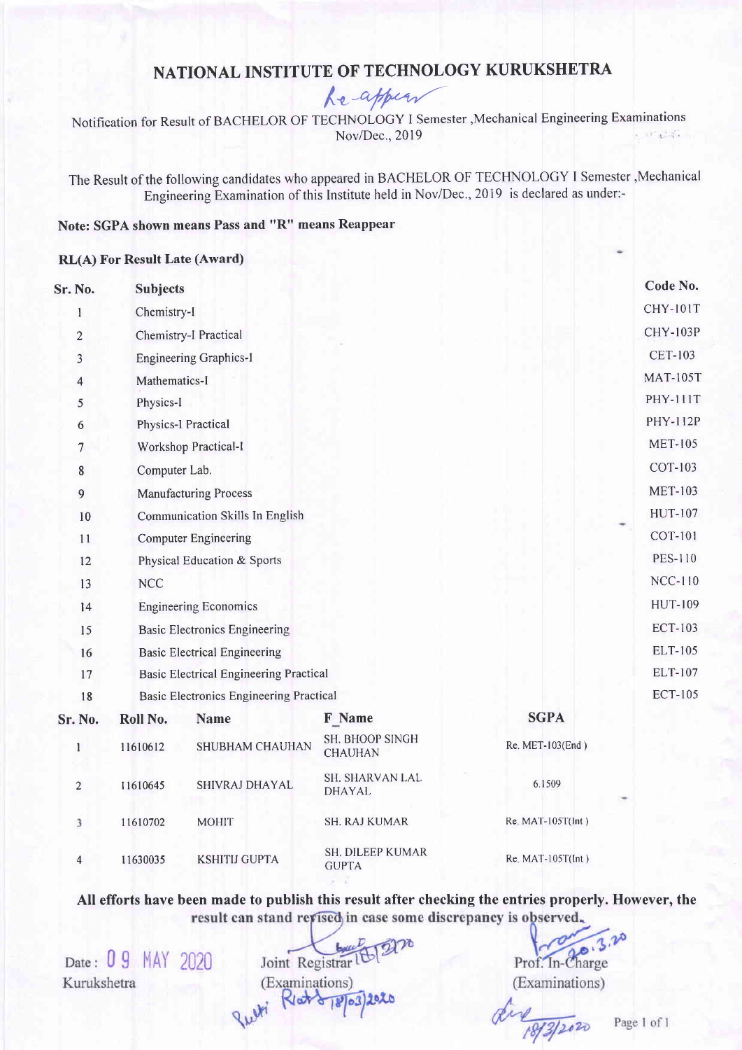# NATIONAL INSTITUTE OF TECHNOLOGY KURUKSHETRA

Re-appear

Notification for Result of BACHELOR OF TECHNOLOGY I Semester ,Mechanical Engineering Examinations Nov/Dec., 2019

The Result of the following candidates who appeared in BACHELOR OF TECHNOLOGY I Semester ,Mechanical Engineering Examination of this Institute held in Nov/Dec., 2019 is declared as under:-

**Note: SGPA shown means Pass and "R" means Reappear**

**RL(A) For Result Late (Award)**

| Sr. No. | Subjects | Code No. |
|---|---|---|
| 1 | Chemistry-I | CHY-101T |
| 2 | Chemistry-I Practical | CHY-103P |
| 3 | Engineering Graphics-I | CET-103 |
| 4 | Mathematics-I | MAT-105T |
| 5 | Physics-I | PHY-111T |
| 6 | Physics-I Practical | PHY-112P |
| 7 | Workshop Practical-I | MET-105 |
| 8 | Computer Lab. | COT-103 |
| 9 | Manufacturing Process | MET-103 |
| 10 | Communication Skills In English | HUT-107 |
| 11 | Computer Engineering | COT-101 |
| 12 | Physical Education & Sports | PES-110 |
| 13 | NCC | NCC-110 |
| 14 | Engineering Economics | HUT-109 |
| 15 | Basic Electronics Engineering | ECT-103 |
| 16 | Basic Electrical Engineering | ELT-105 |
| 17 | Basic Electrical Engineering Practical | ELT-107 |
| 18 | Basic Electronics Engineering Practical | ECT-105 |

| Sr. No. | Roll No. | Name | F_Name | SGPA |
|---|---|---|---|---|
| 1 | 11610612 | SHUBHAM CHAUHAN | SH. BHOOP SINGH CHAUHAN | Re. MET-103(End ) |
| 2 | 11610645 | SHIVRAJ DHAYAL | SH. SHARVAN LAL DHAYAL | 6.1509 |
| 3 | 11610702 | MOHIT | SH. RAJ KUMAR | Re. MAT-105T(Int ) |
| 4 | 11630035 | KSHITIJ GUPTA | SH. DILEEP KUMAR GUPTA | Re. MAT-105T(Int ) |

**All efforts have been made to publish this result after checking the entries properly. However, the result can stand revised in case some discrepancy is observed.**

Date : 09 MAY 2020
Kurukshetra

Joint Registrar
(Examinations)

Prof. In-Charge
(Examinations)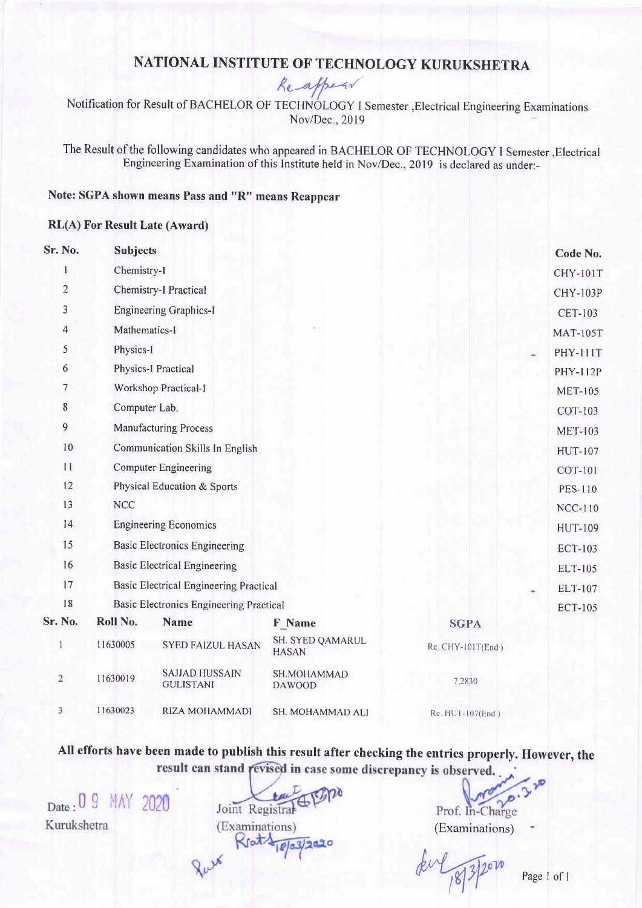# NATIONAL INSTITUTE OF TECHNOLOGY KURUKSHETRA

Re-appear

Notification for Result of BACHELOR OF TECHNOLOGY I Semester ,Electrical Engineering Examinations Nov/Dec., 2019

The Result of the following candidates who appeared in BACHELOR OF TECHNOLOGY I Semester ,Electrical Engineering Examination of this Institute held in Nov/Dec., 2019 is declared as under:-

**Note: SGPA shown means Pass and "R" means Reappear**

**RL(A) For Result Late (Award)**

| Sr. No. | Subjects | Code No. |
|---|---|---|
| 1 | Chemistry-I | CHY-101T |
| 2 | Chemistry-I Practical | CHY-103P |
| 3 | Engineering Graphics-I | CET-103 |
| 4 | Mathematics-I | MAT-105T |
| 5 | Physics-I | PHY-111T |
| 6 | Physics-I Practical | PHY-112P |
| 7 | Workshop Practical-I | MET-105 |
| 8 | Computer Lab. | COT-103 |
| 9 | Manufacturing Process | MET-103 |
| 10 | Communication Skills In English | HUT-107 |
| 11 | Computer Engineering | COT-101 |
| 12 | Physical Education & Sports | PES-110 |
| 13 | NCC | NCC-110 |
| 14 | Engineering Economics | HUT-109 |
| 15 | Basic Electronics Engineering | ECT-103 |
| 16 | Basic Electrical Engineering | ELT-105 |
| 17 | Basic Electrical Engineering Practical | ELT-107 |
| 18 | Basic Electronics Engineering Practical | ECT-105 |

| Sr. No. | Roll No. | Name | F_Name | SGPA |
|---|---|---|---|---|
| 1 | 11630005 | SYED FAIZUL HASAN | SH. SYED QAMARUL HASAN | Re. CHY-101T(End ) |
| 2 | 11630019 | SAJJAD HUSSAIN GULISTANI | SH.MOHAMMAD DAWOOD | 7.2830 |
| 3 | 11630023 | RIZA MOHAMMADI | SH. MOHAMMAD ALI | Re. HUT-107(End ) |

**All efforts have been made to publish this result after checking the entries properly. However, the result can stand revised in case some discrepancy is observed.**

Date : 09 MAY 2020
Kurukshetra

Joint Registrar
(Examinations)

Prof. In-Charge
(Examinations)